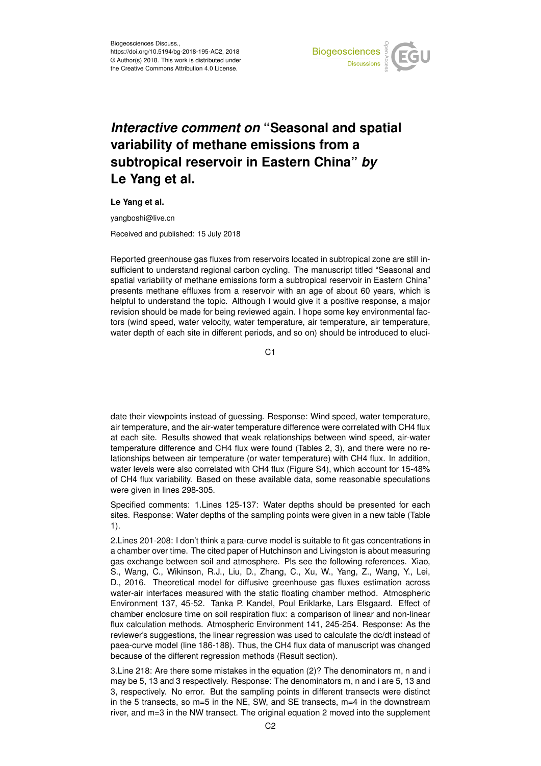# *Interactive comment on* "Seasonal and spatial variability of methane emissions from a subtropical reservoir in Eastern China" *by* Le Yang et al.

**Le Yang et al.**

yangboshi@live.cn

Received and published: 15 July 2018

Reported greenhouse gas fluxes from reservoirs located in subtropical zone are still insufficient to understand regional carbon cycling. The manuscript titled "Seasonal and spatial variability of methane emissions form a subtropical reservoir in Eastern China" presents methane effluxes from a reservoir with an age of about 60 years, which is helpful to understand the topic. Although I would give it a positive response, a major revision should be made for being reviewed again. I hope some key environmental factors (wind speed, water velocity, water temperature, air temperature, air temperature, water depth of each site in different periods, and so on) should be introduced to elucidate their viewpoints instead of guessing. Response: Wind speed, water temperature, air temperature, and the air-water temperature difference were correlated with CH4 flux at each site. Results showed that weak relationships between wind speed, air-water temperature difference and CH4 flux were found (Tables 2, 3), and there were no relationships between air temperature (or water temperature) with CH4 flux. In addition, water levels were also correlated with CH4 flux (Figure S4), which account for 15-48% of CH4 flux variability. Based on these available data, some reasonable speculations were given in lines 298-305.

Specified comments: 1.Lines 125-137: Water depths should be presented for each sites. Response: Water depths of the sampling points were given in a new table (Table 1).

2.Lines 201-208: I don't think a para-curve model is suitable to fit gas concentrations in a chamber over time. The cited paper of Hutchinson and Livingston is about measuring gas exchange between soil and atmosphere. Pls see the following references. Xiao, S., Wang, C., Wikinson, R.J., Liu, D., Zhang, C., Xu, W., Yang, Z., Wang, Y., Lei, D., 2016. Theoretical model for diffusive greenhouse gas fluxes estimation across water-air interfaces measured with the static floating chamber method. Atmospheric Environment 137, 45-52. Tanka P. Kandel, Poul Eriklarke, Lars Elsgaard. Effect of chamber enclosure time on soil respiration flux: a comparison of linear and non-linear flux calculation methods. Atmospheric Environment 141, 245-254. Response: As the reviewer's suggestions, the linear regression was used to calculate the dc/dt instead of paea-curve model (line 186-188). Thus, the CH4 flux data of manuscript was changed because of the different regression methods (Result section).

3.Line 218: Are there some mistakes in the equation (2)? The denominators m, n and i may be 5, 13 and 3 respectively. Response: The denominators m, n and i are 5, 13 and 3, respectively. No error. But the sampling points in different transects were distinct in the 5 transects, so m=5 in the NE, SW, and SE transects, m=4 in the downstream river, and m=3 in the NW transect. The original equation 2 moved into the supplement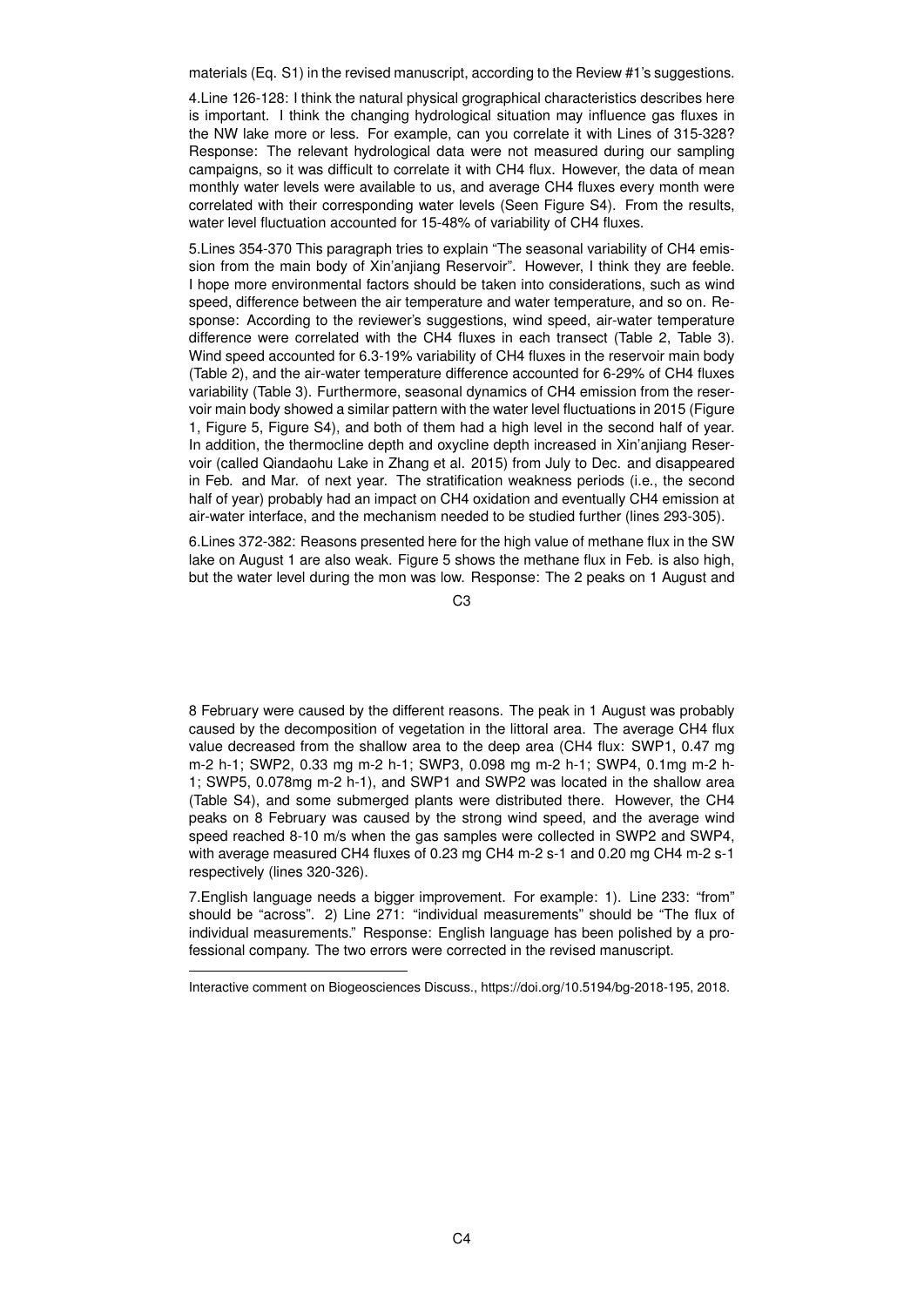materials (Eq. S1) in the revised manuscript, according to the Review #1's suggestions.

4.Line 126-128: I think the natural physical grographical characteristics describes here is important. I think the changing hydrological situation may influence gas fluxes in the NW lake more or less. For example, can you correlate it with Lines of 315-328? Response: The relevant hydrological data were not measured during our sampling campaigns, so it was difficult to correlate it with $CH_4$ flux. However, the data of mean monthly water levels were available to us, and average $CH_4$ fluxes every month were correlated with their corresponding water levels (Seen Figure S4). From the results, water level fluctuation accounted for 15-48% of variability of $CH_4$ fluxes.

5.Lines 354-370 This paragraph tries to explain "The seasonal variability of $CH_4$ emission from the main body of Xin'anjiang Reservoir". However, I think they are feeble. I hope more environmental factors should be taken into considerations, such as wind speed, difference between the air temperature and water temperature, and so on. Response: According to the reviewer's suggestions, wind speed, air-water temperature difference were correlated with the $CH_4$ fluxes in each transect (Table 2, Table 3). Wind speed accounted for 6.3-19% variability of $CH_4$ fluxes in the reservoir main body (Table 2), and the air-water temperature difference accounted for 6-29% of $CH_4$ fluxes variability (Table 3). Furthermore, seasonal dynamics of $CH_4$ emission from the reservoir main body showed a similar pattern with the water level fluctuations in 2015 (Figure 1, Figure 5, Figure S4), and both of them had a high level in the second half of year. In addition, the thermocline depth and oxycline depth increased in Xin'anjiang Reservoir (called Qiandaohu Lake in Zhang et al. 2015) from July to Dec. and disappeared in Feb. and Mar. of next year. The stratification weakness periods (i.e., the second half of year) probably had an impact on $CH_4$ oxidation and eventually $CH_4$ emission at air-water interface, and the mechanism needed to be studied further (lines 293-305).

6.Lines 372-382: Reasons presented here for the high value of methane flux in the SW lake on August 1 are also weak. Figure 5 shows the methane flux in Feb. is also high, but the water level during the mon was low. Response: The 2 peaks on 1 August and 8 February were caused by the different reasons. The peak in 1 August was probably caused by the decomposition of vegetation in the littoral area. The average $CH_4$ flux value decreased from the shallow area to the deep area ($CH_4$ flux: SWP1, 0.47 mg $m^{-2}$ $h^{-1}$; SWP2, 0.33 mg $m^{-2}$ $h^{-1}$; SWP3, 0.098 mg $m^{-2}$ $h^{-1}$; SWP4, 0.1mg $m^{-2}$ $h^{-1}$; SWP5, 0.078mg $m^{-2}$ $h^{-1}$), and SWP1 and SWP2 was located in the shallow area (Table S4), and some submerged plants were distributed there. However, the $CH_4$ peaks on 8 February was caused by the strong wind speed, and the average wind speed reached 8-10 m/s when the gas samples were collected in SWP2 and SWP4, with average measured $CH_4$ fluxes of 0.23 mg $CH_4$ $m^{-2}$ $s^{-1}$ and 0.20 mg $CH_4$ $m^{-2}$ $s^{-1}$ respectively (lines 320-326).

7.English language needs a bigger improvement. For example: 1). Line 233: "from" should be "across". 2) Line 271: "individual measurements" should be "The flux of individual measurements." Response: English language has been polished by a professional company. The two errors were corrected in the revised manuscript.

---

Interactive comment on Biogeosciences Discuss., https://doi.org/10.5194/bg-2018-195, 2018.